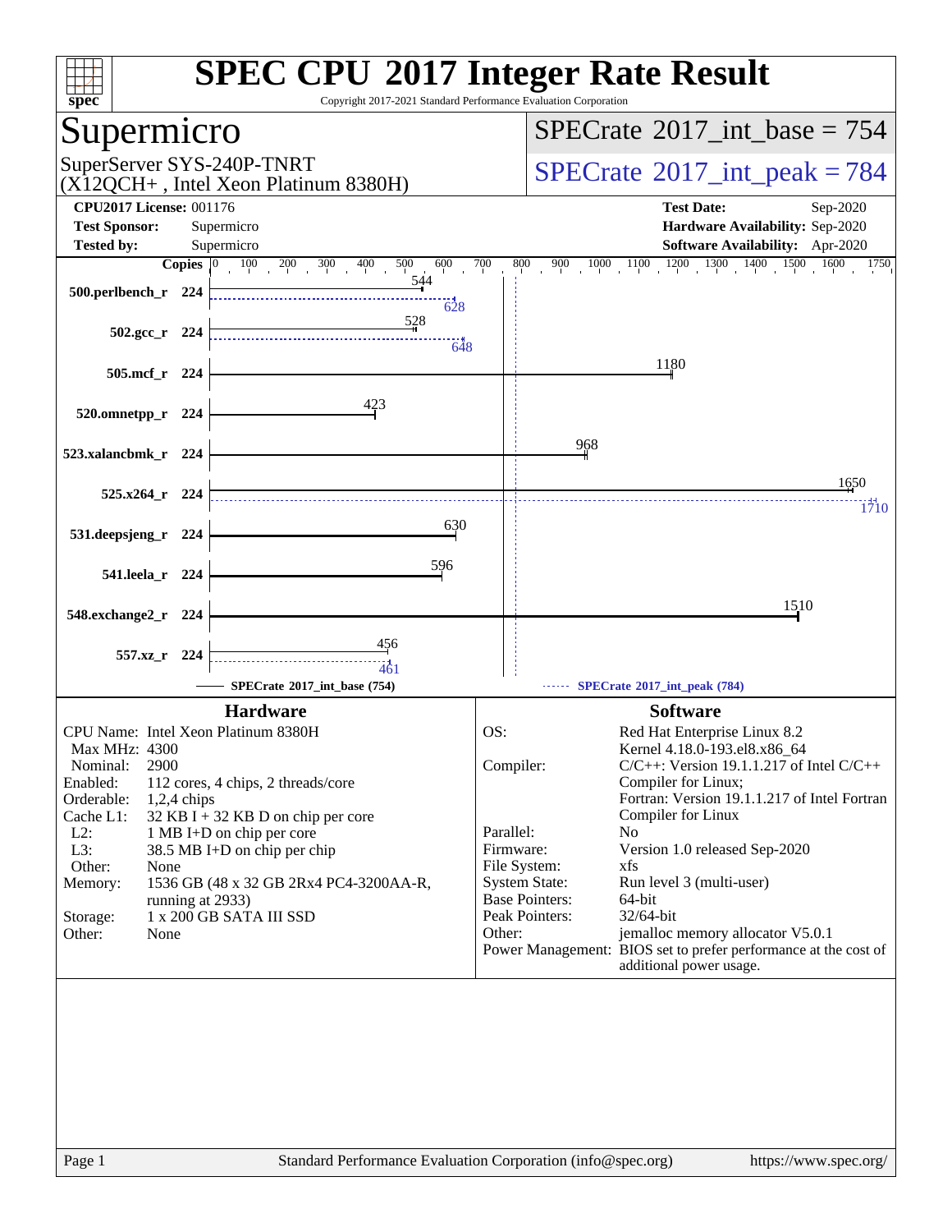# SPEC CPU 2017 Integer Rate Result

Copyright 2017-2021 Standard Performance Evaluation Corporation

## Supermicro

SuperServer SYS-240P-TNRT
(X12QCH+ , Intel Xeon Platinum 8380H)

**SPECrate 2017_int_base = 754**

**SPECrate 2017_int_peak = 784**

**CPU2017 License:** 001176
**Test Sponsor:** Supermicro
**Tested by:** Supermicro

**Test Date:** Sep-2020
**Hardware Availability:** Sep-2020
**Software Availability:** Apr-2020

| Benchmark | Copies | SPECrate 2017_int_base (754) | SPECrate 2017_int_peak (784) |
|---|---|---|---|
| 500.perlbench_r | 224 | 544 | 628 |
| 502.gcc_r | 224 | 528 | 648 |
| 505.mcf_r | 224 | 1180 | |
| 520.omnetpp_r | 224 | 423 | |
| 523.xalancbmk_r | 224 | 968 | |
| 525.x264_r | 224 | 1650 | 1710 |
| 531.deepsjeng_r | 224 | 630 | |
| 541.leela_r | 224 | 596 | |
| 548.exchange2_r | 224 | 1510 | |
| 557.xz_r | 224 | 456 | 461 |

### Hardware

| | |
|---|---|
| CPU Name: | Intel Xeon Platinum 8380H |
| Max MHz: | 4300 |
| Nominal: | 2900 |
| Enabled: | 112 cores, 4 chips, 2 threads/core |
| Orderable: | 1,2,4 chips |
| Cache L1: | 32 KB I + 32 KB D on chip per core |
| L2: | 1 MB I+D on chip per core |
| L3: | 38.5 MB I+D on chip per chip |
| Other: | None |
| Memory: | 1536 GB (48 x 32 GB 2Rx4 PC4-3200AA-R, running at 2933) |
| Storage: | 1 x 200 GB SATA III SSD |
| Other: | None |

### Software

| | |
|---|---|
| OS: | Red Hat Enterprise Linux 8.2<br>Kernel 4.18.0-193.el8.x86_64 |
| Compiler: | C/C++: Version 19.1.1.217 of Intel C/C++ Compiler for Linux;<br>Fortran: Version 19.1.1.217 of Intel Fortran Compiler for Linux |
| Parallel: | No |
| Firmware: | Version 1.0 released Sep-2020 |
| File System: | xfs |
| System State: | Run level 3 (multi-user) |
| Base Pointers: | 64-bit |
| Peak Pointers: | 32/64-bit |
| Other: | jemalloc memory allocator V5.0.1 |
| Power Management: | BIOS set to prefer performance at the cost of additional power usage. |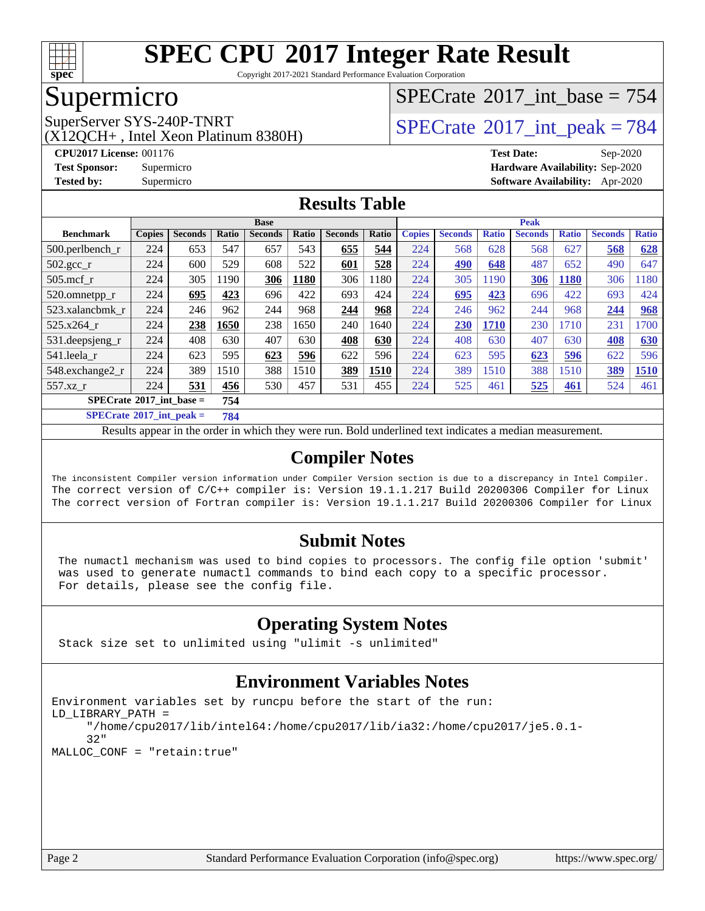# SPEC CPU 2017 Integer Rate Result

Copyright 2017-2021 Standard Performance Evaluation Corporation

## Supermicro

SuperServer SYS-240P-TNRT
(X12QCH+ , Intel Xeon Platinum 8380H)

SPECrate 2017_int_base = 754

SPECrate 2017_int_peak = 784

**CPU2017 License:** 001176
**Test Sponsor:** Supermicro
**Tested by:** Supermicro

**Test Date:** Sep-2020
**Hardware Availability:** Sep-2020
**Software Availability:** Apr-2020

## Results Table

| | Base | | | | | | | Peak | | | | | | |
|---|---|---|---|---|---|---|---|---|---|---|---|---|---|---|
| **Benchmark** | **Copies** | **Seconds** | **Ratio** | **Seconds** | **Ratio** | **Seconds** | **Ratio** | **Copies** | **Seconds** | **Ratio** | **Seconds** | **Ratio** | **Seconds** | **Ratio** |
| 500.perlbench_r | 224 | 653 | 547 | 657 | 543 | **655** | **544** | 224 | 568 | 628 | 568 | 627 | **568** | **628** |
| 502.gcc_r | 224 | 600 | 529 | 608 | 522 | **601** | **528** | 224 | **490** | **648** | 487 | 652 | 490 | 647 |
| 505.mcf_r | 224 | 305 | 1190 | **306** | **1180** | 306 | 1180 | 224 | 305 | 1190 | **306** | **1180** | 306 | 1180 |
| 520.omnetpp_r | 224 | **695** | **423** | 696 | 422 | 693 | 424 | 224 | **695** | **423** | 696 | 422 | 693 | 424 |
| 523.xalancbmk_r | 224 | 246 | 962 | 244 | 968 | **244** | **968** | 224 | 246 | 962 | 244 | 968 | **244** | **968** |
| 525.x264_r | 224 | **238** | **1650** | 238 | 1650 | 240 | 1640 | 224 | **230** | **1710** | 230 | 1710 | 231 | 1700 |
| 531.deepsjeng_r | 224 | 408 | 630 | 407 | 630 | **408** | **630** | 224 | 408 | 630 | 407 | 630 | **408** | **630** |
| 541.leela_r | 224 | 623 | 595 | **623** | **596** | 622 | 596 | 224 | 623 | 595 | **623** | **596** | 622 | 596 |
| 548.exchange2_r | 224 | 389 | 1510 | 388 | 1510 | **389** | **1510** | 224 | 389 | 1510 | 388 | 1510 | **389** | **1510** |
| 557.xz_r | 224 | **531** | **456** | 530 | 457 | 531 | 455 | 224 | 525 | 461 | **525** | **461** | 524 | 461 |
| **SPECrate 2017_int_base =** | **754** | | | | | | | | | | | | | |
| **SPECrate 2017_int_peak =** | **784** | | | | | | | | | | | | | |

Results appear in the order in which they were run. Bold underlined text indicates a median measurement.

## Compiler Notes

```
The inconsistent Compiler version information under Compiler Version section is due to a discrepancy in Intel Compiler.
The correct version of C/C++ compiler is: Version 19.1.1.217 Build 20200306 Compiler for Linux
The correct version of Fortran compiler is: Version 19.1.1.217 Build 20200306 Compiler for Linux
```

## Submit Notes

```
The numactl mechanism was used to bind copies to processors. The config file option 'submit'
was used to generate numactl commands to bind each copy to a specific processor.
For details, please see the config file.
```

## Operating System Notes

```
Stack size set to unlimited using "ulimit -s unlimited"
```

## Environment Variables Notes

```
Environment variables set by runcpu before the start of the run:
LD_LIBRARY_PATH =
     "/home/cpu2017/lib/intel64:/home/cpu2017/lib/ia32:/home/cpu2017/je5.0.1-
     32"
MALLOC_CONF = "retain:true"
```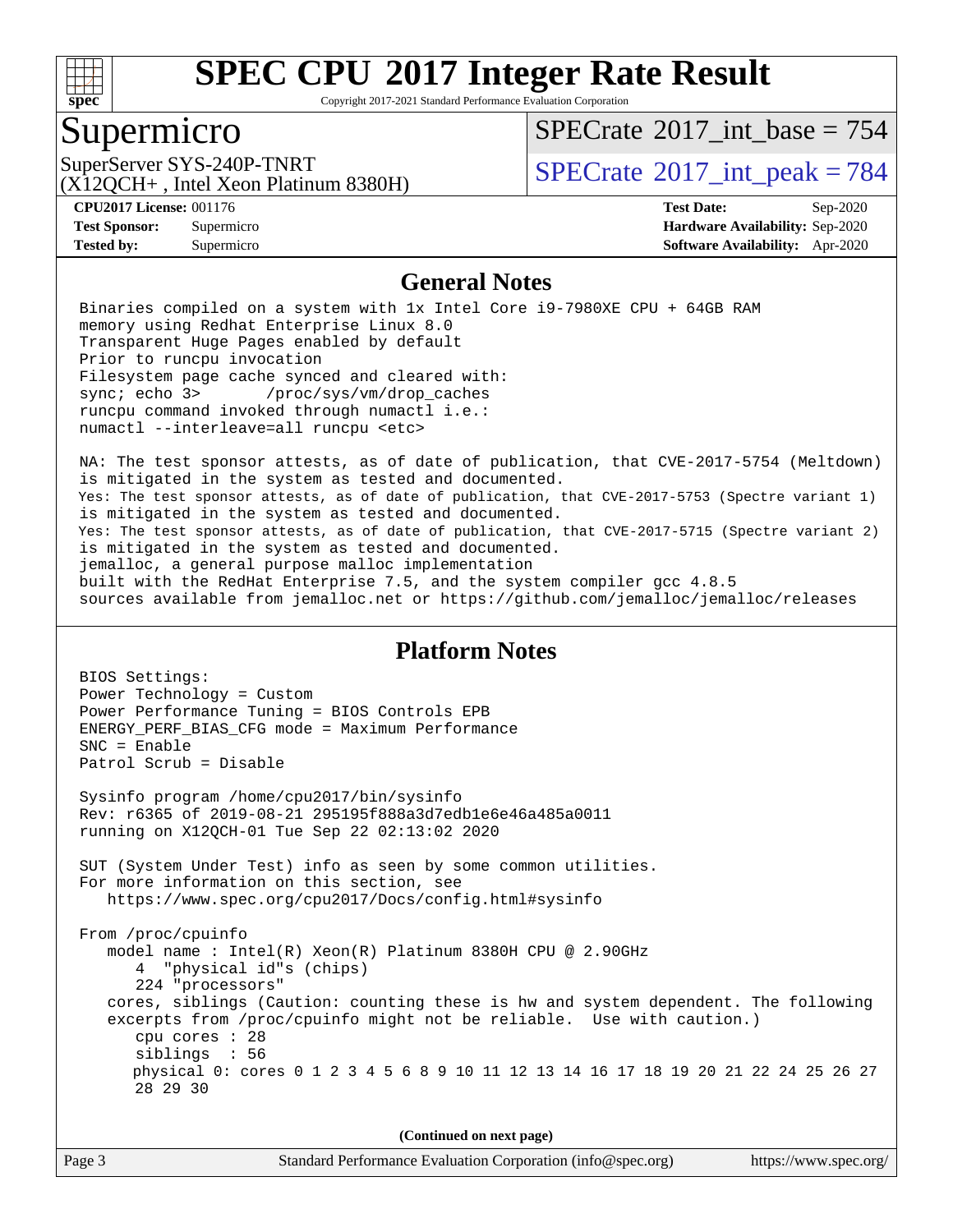# SPEC CPU 2017 Integer Rate Result

Copyright 2017-2021 Standard Performance Evaluation Corporation

## Supermicro

SuperServer SYS-240P-TNRT
(X12QCH+ , Intel Xeon Platinum 8380H)

SPECrate 2017_int_base = 754

SPECrate 2017_int_peak = 784

**CPU2017 License:** 001176
**Test Sponsor:** Supermicro
**Tested by:** Supermicro

**Test Date:** Sep-2020
**Hardware Availability:** Sep-2020
**Software Availability:** Apr-2020

### General Notes

```
Binaries compiled on a system with 1x Intel Core i9-7980XE CPU + 64GB RAM
memory using Redhat Enterprise Linux 8.0
Transparent Huge Pages enabled by default
Prior to runcpu invocation
Filesystem page cache synced and cleared with:
sync; echo 3>       /proc/sys/vm/drop_caches
runcpu command invoked through numactl i.e.:
numactl --interleave=all runcpu <etc>

NA: The test sponsor attests, as of date of publication, that CVE-2017-5754 (Meltdown)
is mitigated in the system as tested and documented.
Yes: The test sponsor attests, as of date of publication, that CVE-2017-5753 (Spectre variant 1)
is mitigated in the system as tested and documented.
Yes: The test sponsor attests, as of date of publication, that CVE-2017-5715 (Spectre variant 2)
is mitigated in the system as tested and documented.
jemalloc, a general purpose malloc implementation
built with the RedHat Enterprise 7.5, and the system compiler gcc 4.8.5
sources available from jemalloc.net or https://github.com/jemalloc/jemalloc/releases
```

### Platform Notes

```
BIOS Settings:
Power Technology = Custom
Power Performance Tuning = BIOS Controls EPB
ENERGY_PERF_BIAS_CFG mode = Maximum Performance
SNC = Enable
Patrol Scrub = Disable

Sysinfo program /home/cpu2017/bin/sysinfo
Rev: r6365 of 2019-08-21 295195f888a3d7edb1e6e46a485a0011
running on X12QCH-01 Tue Sep 22 02:13:02 2020

SUT (System Under Test) info as seen by some common utilities.
For more information on this section, see
   https://www.spec.org/cpu2017/Docs/config.html#sysinfo

From /proc/cpuinfo
   model name : Intel(R) Xeon(R) Platinum 8380H CPU @ 2.90GHz
      4  "physical id"s (chips)
      224 "processors"
   cores, siblings (Caution: counting these is hw and system dependent. The following
   excerpts from /proc/cpuinfo might not be reliable.  Use with caution.)
      cpu cores : 28
      siblings  : 56
      physical 0: cores 0 1 2 3 4 5 6 8 9 10 11 12 13 14 16 17 18 19 20 21 22 24 25 26 27
      28 29 30
```

**(Continued on next page)**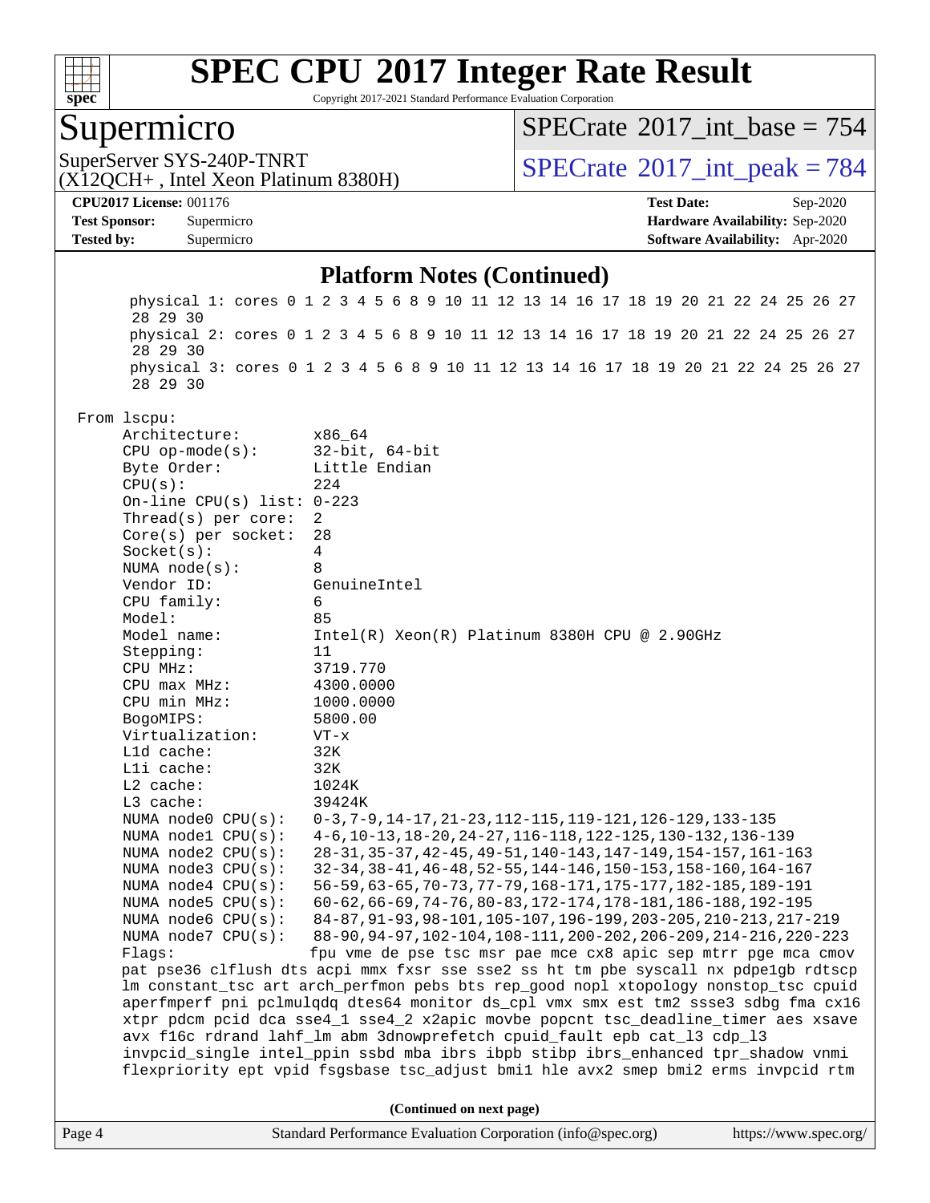# SPEC CPU 2017 Integer Rate Result

Copyright 2017-2021 Standard Performance Evaluation Corporation

## Supermicro

SuperServer SYS-240P-TNRT
(X12QCH+ , Intel Xeon Platinum 8380H)

SPECrate 2017_int_base = 754

SPECrate 2017_int_peak = 784

**CPU2017 License:** 001176
**Test Sponsor:** Supermicro
**Tested by:** Supermicro

**Test Date:** Sep-2020
**Hardware Availability:** Sep-2020
**Software Availability:** Apr-2020

### Platform Notes (Continued)

```
    physical 1: cores 0 1 2 3 4 5 6 8 9 10 11 12 13 14 16 17 18 19 20 21 22 24 25 26 27
    28 29 30
    physical 2: cores 0 1 2 3 4 5 6 8 9 10 11 12 13 14 16 17 18 19 20 21 22 24 25 26 27
    28 29 30
    physical 3: cores 0 1 2 3 4 5 6 8 9 10 11 12 13 14 16 17 18 19 20 21 22 24 25 26 27
    28 29 30

From lscpu:
    Architecture:          x86_64
    CPU op-mode(s):        32-bit, 64-bit
    Byte Order:            Little Endian
    CPU(s):                224
    On-line CPU(s) list: 0-223
    Thread(s) per core:  2
    Core(s) per socket:  28
    Socket(s):             4
    NUMA node(s):          8
    Vendor ID:             GenuineIntel
    CPU family:            6
    Model:                 85
    Model name:            Intel(R) Xeon(R) Platinum 8380H CPU @ 2.90GHz
    Stepping:              11
    CPU MHz:               3719.770
    CPU max MHz:           4300.0000
    CPU min MHz:           1000.0000
    BogoMIPS:              5800.00
    Virtualization:        VT-x
    L1d cache:             32K
    L1i cache:             32K
    L2 cache:              1024K
    L3 cache:              39424K
    NUMA node0 CPU(s):   0-3,7-9,14-17,21-23,112-115,119-121,126-129,133-135
    NUMA node1 CPU(s):   4-6,10-13,18-20,24-27,116-118,122-125,130-132,136-139
    NUMA node2 CPU(s):   28-31,35-37,42-45,49-51,140-143,147-149,154-157,161-163
    NUMA node3 CPU(s):   32-34,38-41,46-48,52-55,144-146,150-153,158-160,164-167
    NUMA node4 CPU(s):   56-59,63-65,70-73,77-79,168-171,175-177,182-185,189-191
    NUMA node5 CPU(s):   60-62,66-69,74-76,80-83,172-174,178-181,186-188,192-195
    NUMA node6 CPU(s):   84-87,91-93,98-101,105-107,196-199,203-205,210-213,217-219
    NUMA node7 CPU(s):   88-90,94-97,102-104,108-111,200-202,206-209,214-216,220-223
    Flags:                 fpu vme de pse tsc msr pae mce cx8 apic sep mtrr pge mca cmov
    pat pse36 clflush dts acpi mmx fxsr sse sse2 ss ht tm pbe syscall nx pdpe1gb rdtscp
    lm constant_tsc art arch_perfmon pebs bts rep_good nopl xtopology nonstop_tsc cpuid
    aperfmperf pni pclmulqdq dtes64 monitor ds_cpl vmx smx est tm2 ssse3 sdbg fma cx16
    xtpr pdcm pcid dca sse4_1 sse4_2 x2apic movbe popcnt tsc_deadline_timer aes xsave
    avx f16c rdrand lahf_lm abm 3dnowprefetch cpuid_fault epb cat_l3 cdp_l3
    invpcid_single intel_ppin ssbd mba ibrs ibpb stibp ibrs_enhanced tpr_shadow vnmi
    flexpriority ept vpid fsgsbase tsc_adjust bmi1 hle avx2 smep bmi2 erms invpcid rtm
```

(Continued on next page)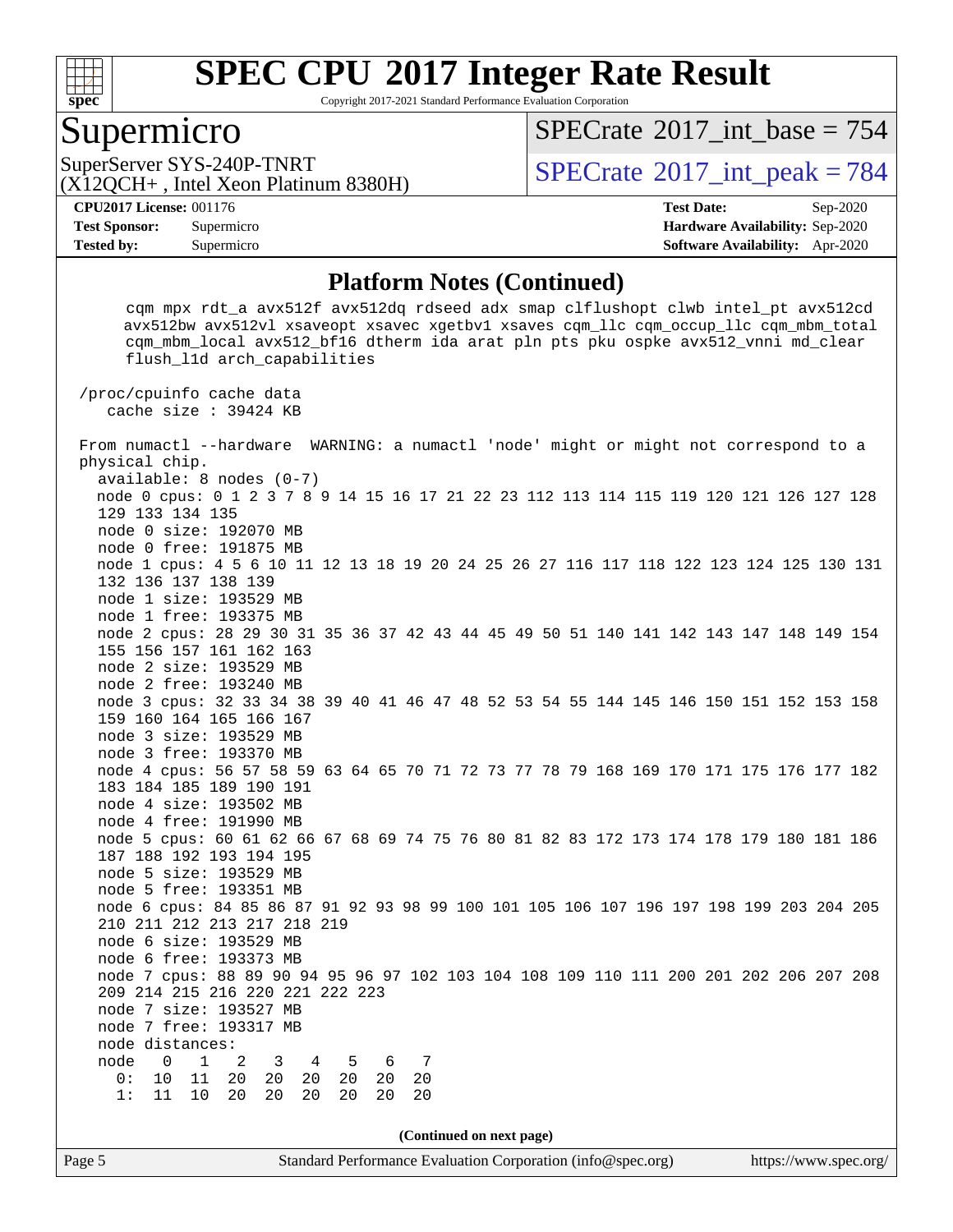# SPEC CPU 2017 Integer Rate Result

Copyright 2017-2021 Standard Performance Evaluation Corporation

## Supermicro

SuperServer SYS-240P-TNRT
(X12QCH+ , Intel Xeon Platinum 8380H)

SPECrate 2017_int_base = 754

SPECrate 2017_int_peak = 784

**CPU2017 License:** 001176
**Test Sponsor:** Supermicro
**Tested by:** Supermicro

**Test Date:** Sep-2020
**Hardware Availability:** Sep-2020
**Software Availability:** Apr-2020

### Platform Notes (Continued)

```
     cqm mpx rdt_a avx512f avx512dq rdseed adx smap clflushopt clwb intel_pt avx512cd
     avx512bw avx512vl xsaveopt xsavec xgetbv1 xsaves cqm_llc cqm_occup_llc cqm_mbm_total
     cqm_mbm_local avx512_bf16 dtherm ida arat pln pts pku ospke avx512_vnni md_clear
     flush_l1d arch_capabilities

 /proc/cpuinfo cache data
    cache size : 39424 KB

 From numactl --hardware  WARNING: a numactl 'node' might or might not correspond to a
 physical chip.
   available: 8 nodes (0-7)
   node 0 cpus: 0 1 2 3 7 8 9 14 15 16 17 21 22 23 112 113 114 115 119 120 121 126 127 128
   129 133 134 135
   node 0 size: 192070 MB
   node 0 free: 191875 MB
   node 1 cpus: 4 5 6 10 11 12 13 18 19 20 24 25 26 27 116 117 118 122 123 124 125 130 131
   132 136 137 138 139
   node 1 size: 193529 MB
   node 1 free: 193375 MB
   node 2 cpus: 28 29 30 31 35 36 37 42 43 44 45 49 50 51 140 141 142 143 147 148 149 154
   155 156 157 161 162 163
   node 2 size: 193529 MB
   node 2 free: 193240 MB
   node 3 cpus: 32 33 34 38 39 40 41 46 47 48 52 53 54 55 144 145 146 150 151 152 153 158
   159 160 164 165 166 167
   node 3 size: 193529 MB
   node 3 free: 193370 MB
   node 4 cpus: 56 57 58 59 63 64 65 70 71 72 73 77 78 79 168 169 170 171 175 176 177 182
   183 184 185 189 190 191
   node 4 size: 193502 MB
   node 4 free: 191990 MB
   node 5 cpus: 60 61 62 66 67 68 69 74 75 76 80 81 82 83 172 173 174 178 179 180 181 186
   187 188 192 193 194 195
   node 5 size: 193529 MB
   node 5 free: 193351 MB
   node 6 cpus: 84 85 86 87 91 92 93 98 99 100 101 105 106 107 196 197 198 199 203 204 205
   210 211 212 213 217 218 219
   node 6 size: 193529 MB
   node 6 free: 193373 MB
   node 7 cpus: 88 89 90 94 95 96 97 102 103 104 108 109 110 111 200 201 202 206 207 208
   209 214 215 216 220 221 222 223
   node 7 size: 193527 MB
   node 7 free: 193317 MB
   node distances:
   node   0   1   2   3   4   5   6   7
     0:  10  11  20  20  20  20  20  20
     1:  11  10  20  20  20  20  20  20
```

(Continued on next page)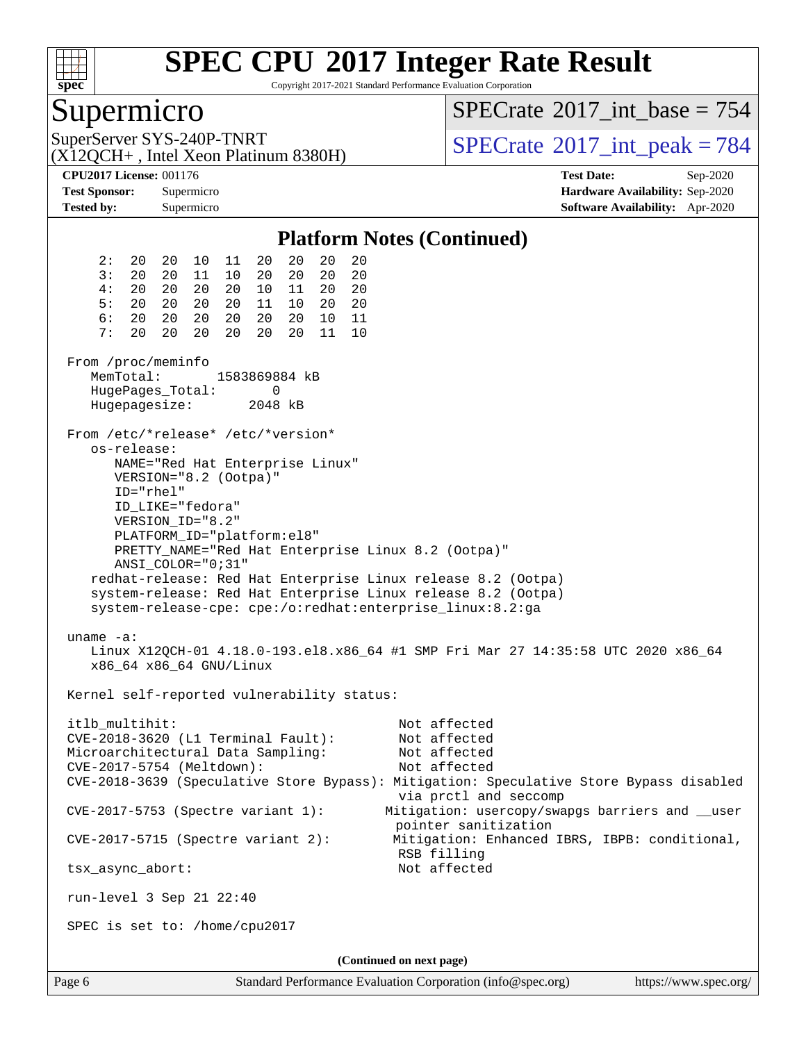# SPEC CPU 2017 Integer Rate Result

Copyright 2017-2021 Standard Performance Evaluation Corporation

## Supermicro

SuperServer SYS-240P-TNRT
(X12QCH+ , Intel Xeon Platinum 8380H)

SPECrate 2017_int_base = 754

SPECrate 2017_int_peak = 784

**CPU2017 License:** 001176
**Test Sponsor:** Supermicro
**Tested by:** Supermicro

**Test Date:** Sep-2020
**Hardware Availability:** Sep-2020
**Software Availability:** Apr-2020

### Platform Notes (Continued)

```
     2:  20  20  10  11  20  20  20  20
     3:  20  20  11  10  20  20  20  20
     4:  20  20  20  20  10  11  20  20
     5:  20  20  20  20  11  10  20  20
     6:  20  20  20  20  20  20  10  11
     7:  20  20  20  20  20  20  11  10

 From /proc/meminfo
    MemTotal:       1583869884 kB
    HugePages_Total:       0
    Hugepagesize:       2048 kB

 From /etc/*release* /etc/*version*
    os-release:
       NAME="Red Hat Enterprise Linux"
       VERSION="8.2 (Ootpa)"
       ID="rhel"
       ID_LIKE="fedora"
       VERSION_ID="8.2"
       PLATFORM_ID="platform:el8"
       PRETTY_NAME="Red Hat Enterprise Linux 8.2 (Ootpa)"
       ANSI_COLOR="0;31"
    redhat-release: Red Hat Enterprise Linux release 8.2 (Ootpa)
    system-release: Red Hat Enterprise Linux release 8.2 (Ootpa)
    system-release-cpe: cpe:/o:redhat:enterprise_linux:8.2:ga

 uname -a:
    Linux X12QCH-01 4.18.0-193.el8.x86_64 #1 SMP Fri Mar 27 14:35:58 UTC 2020 x86_64
    x86_64 x86_64 GNU/Linux

 Kernel self-reported vulnerability status:

 itlb_multihit:                          Not affected
 CVE-2018-3620 (L1 Terminal Fault):      Not affected
 Microarchitectural Data Sampling:       Not affected
 CVE-2017-5754 (Meltdown):               Not affected
 CVE-2018-3639 (Speculative Store Bypass): Mitigation: Speculative Store Bypass disabled
                                          via prctl and seccomp
 CVE-2017-5753 (Spectre variant 1):      Mitigation: usercopy/swapgs barriers and __user
                                          pointer sanitization
 CVE-2017-5715 (Spectre variant 2):      Mitigation: Enhanced IBRS, IBPB: conditional,
                                          RSB filling
 tsx_async_abort:                        Not affected

 run-level 3 Sep 21 22:40

 SPEC is set to: /home/cpu2017
```

**(Continued on next page)**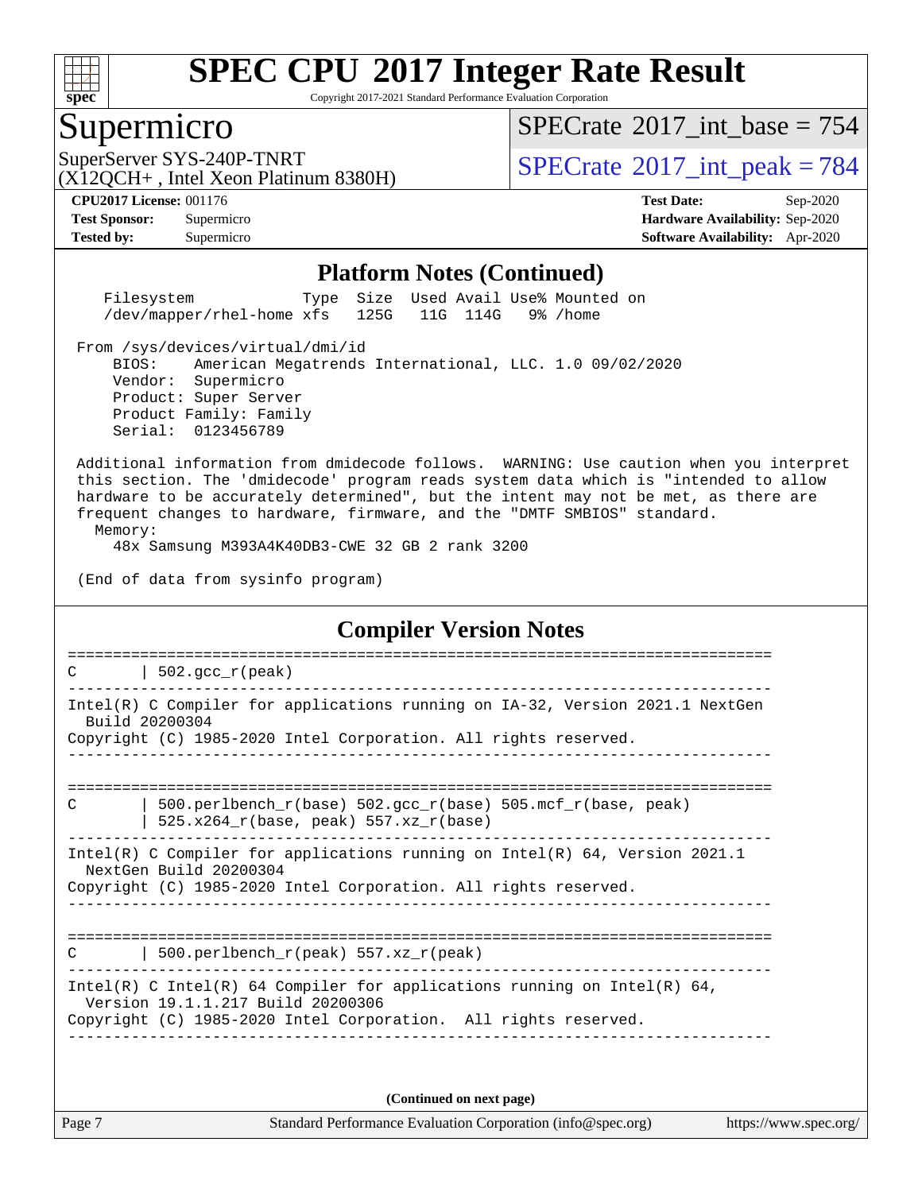# SPEC CPU 2017 Integer Rate Result

Copyright 2017-2021 Standard Performance Evaluation Corporation

## Supermicro

SuperServer SYS-240P-TNRT
(X12QCH+ , Intel Xeon Platinum 8380H)

SPECrate 2017_int_base = 754

SPECrate 2017_int_peak = 784

**CPU2017 License:** 001176
**Test Sponsor:** Supermicro
**Tested by:** Supermicro

**Test Date:** Sep-2020
**Hardware Availability:** Sep-2020
**Software Availability:** Apr-2020

### Platform Notes (Continued)

```
    Filesystem           Type  Size  Used Avail Use% Mounted on
    /dev/mapper/rhel-home xfs   125G   11G  114G   9% /home

 From /sys/devices/virtual/dmi/id
     BIOS:    American Megatrends International, LLC. 1.0 09/02/2020
     Vendor:  Supermicro
     Product: Super Server
     Product Family: Family
     Serial:  0123456789

 Additional information from dmidecode follows.  WARNING: Use caution when you interpret
 this section. The 'dmidecode' program reads system data which is "intended to allow
 hardware to be accurately determined", but the intent may not be met, as there are
 frequent changes to hardware, firmware, and the "DMTF SMBIOS" standard.
   Memory:
     48x Samsung M393A4K40DB3-CWE 32 GB 2 rank 3200

 (End of data from sysinfo program)
```

### Compiler Version Notes

```
==============================================================================
C       | 502.gcc_r(peak)
------------------------------------------------------------------------------
Intel(R) C Compiler for applications running on IA-32, Version 2021.1 NextGen
  Build 20200304
Copyright (C) 1985-2020 Intel Corporation. All rights reserved.
------------------------------------------------------------------------------

==============================================================================
C       | 500.perlbench_r(base) 502.gcc_r(base) 505.mcf_r(base, peak)
        | 525.x264_r(base, peak) 557.xz_r(base)
------------------------------------------------------------------------------
Intel(R) C Compiler for applications running on Intel(R) 64, Version 2021.1
  NextGen Build 20200304
Copyright (C) 1985-2020 Intel Corporation. All rights reserved.
------------------------------------------------------------------------------

==============================================================================
C       | 500.perlbench_r(peak) 557.xz_r(peak)
------------------------------------------------------------------------------
Intel(R) C Intel(R) 64 Compiler for applications running on Intel(R) 64,
  Version 19.1.1.217 Build 20200306
Copyright (C) 1985-2020 Intel Corporation.  All rights reserved.
------------------------------------------------------------------------------
```

**(Continued on next page)**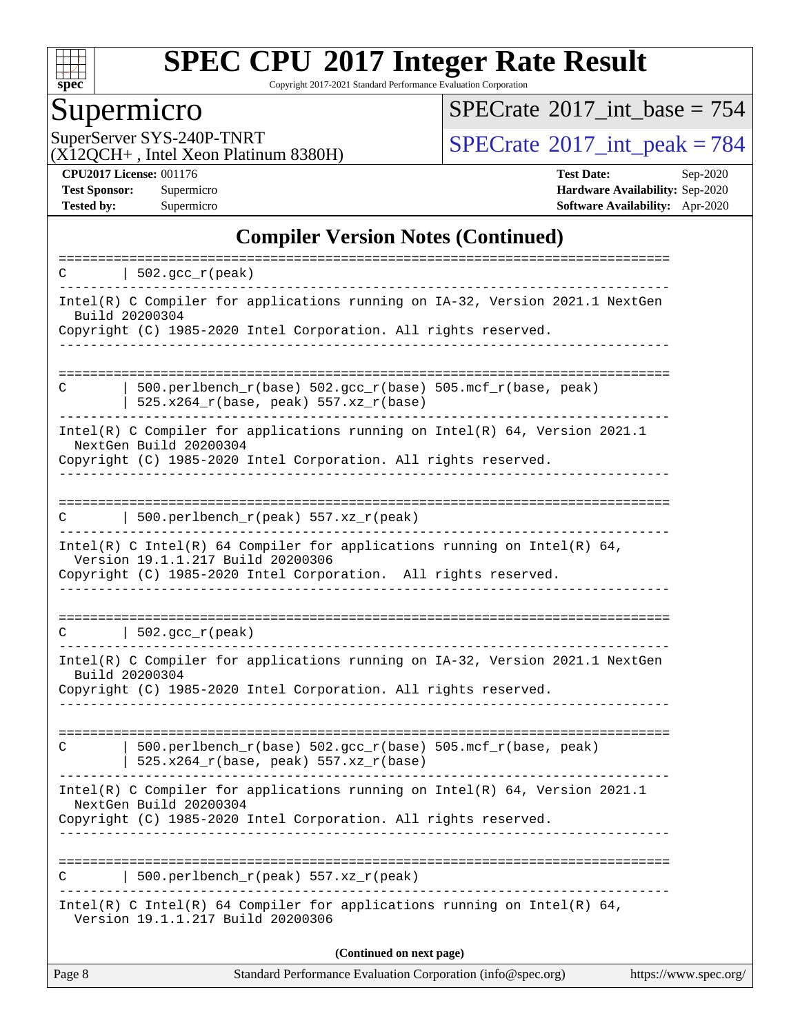## Compiler Version Notes (Continued)

```
==============================================================================
C       | 502.gcc_r(peak)
------------------------------------------------------------------------------
Intel(R) C Compiler for applications running on IA-32, Version 2021.1 NextGen
  Build 20200304
Copyright (C) 1985-2020 Intel Corporation. All rights reserved.
------------------------------------------------------------------------------

==============================================================================
C       | 500.perlbench_r(base) 502.gcc_r(base) 505.mcf_r(base, peak)
        | 525.x264_r(base, peak) 557.xz_r(base)
------------------------------------------------------------------------------
Intel(R) C Compiler for applications running on Intel(R) 64, Version 2021.1
  NextGen Build 20200304
Copyright (C) 1985-2020 Intel Corporation. All rights reserved.
------------------------------------------------------------------------------

==============================================================================
C       | 500.perlbench_r(peak) 557.xz_r(peak)
------------------------------------------------------------------------------
Intel(R) C Intel(R) 64 Compiler for applications running on Intel(R) 64,
  Version 19.1.1.217 Build 20200306
Copyright (C) 1985-2020 Intel Corporation.  All rights reserved.
------------------------------------------------------------------------------

==============================================================================
C       | 502.gcc_r(peak)
------------------------------------------------------------------------------
Intel(R) C Compiler for applications running on IA-32, Version 2021.1 NextGen
  Build 20200304
Copyright (C) 1985-2020 Intel Corporation. All rights reserved.
------------------------------------------------------------------------------

==============================================================================
C       | 500.perlbench_r(base) 502.gcc_r(base) 505.mcf_r(base, peak)
        | 525.x264_r(base, peak) 557.xz_r(base)
------------------------------------------------------------------------------
Intel(R) C Compiler for applications running on Intel(R) 64, Version 2021.1
  NextGen Build 20200304
Copyright (C) 1985-2020 Intel Corporation. All rights reserved.
------------------------------------------------------------------------------

==============================================================================
C       | 500.perlbench_r(peak) 557.xz_r(peak)
------------------------------------------------------------------------------
Intel(R) C Intel(R) 64 Compiler for applications running on Intel(R) 64,
  Version 19.1.1.217 Build 20200306
```

(Continued on next page)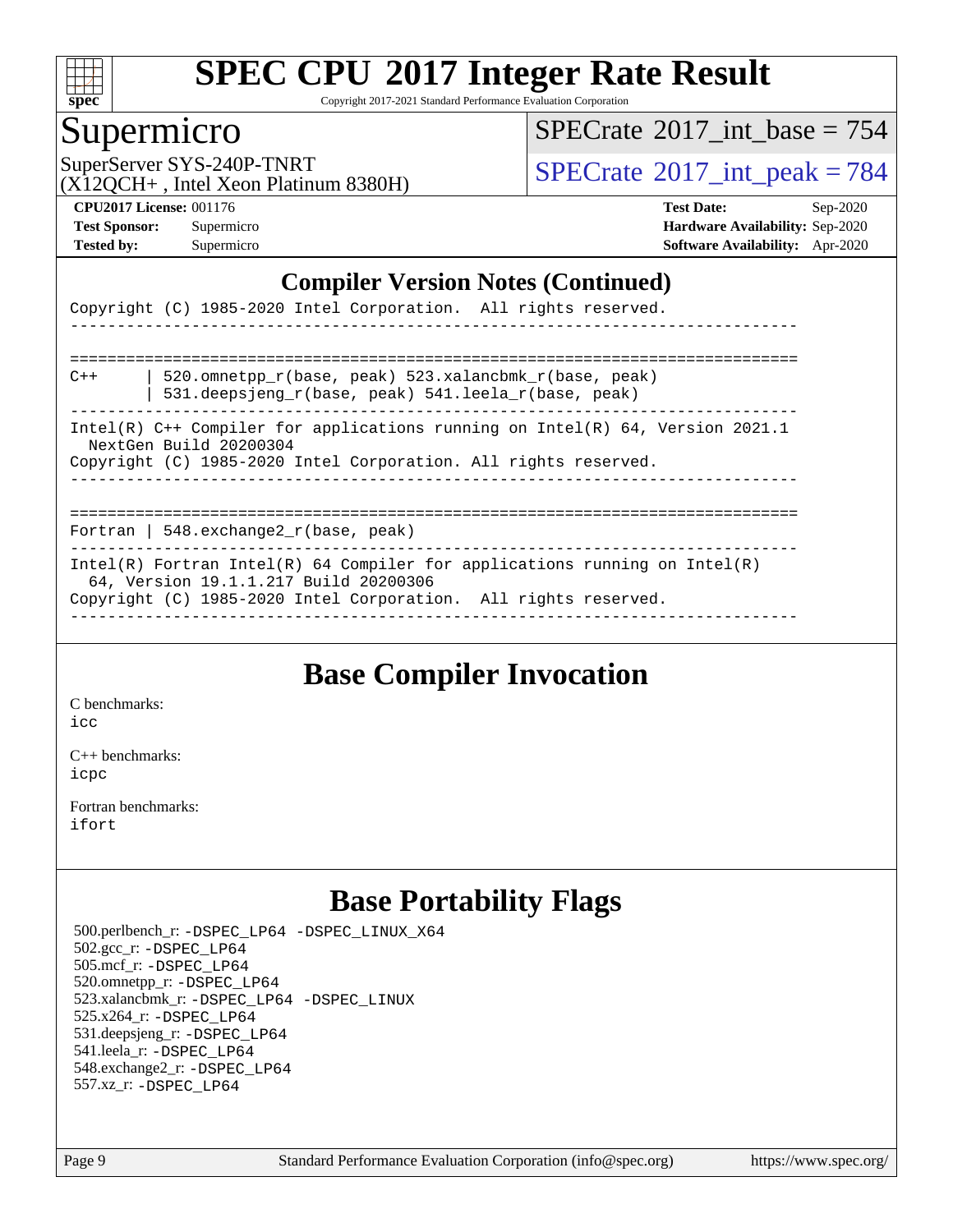# SPEC CPU 2017 Integer Rate Result

Copyright 2017-2021 Standard Performance Evaluation Corporation

## Supermicro

SuperServer SYS-240P-TNRT
(X12QCH+ , Intel Xeon Platinum 8380H)

SPECrate 2017_int_base = 754
SPECrate 2017_int_peak = 784

**CPU2017 License:** 001176
**Test Sponsor:** Supermicro
**Tested by:** Supermicro

**Test Date:** Sep-2020
**Hardware Availability:** Sep-2020
**Software Availability:** Apr-2020

## Compiler Version Notes (Continued)

```
Copyright (C) 1985-2020 Intel Corporation.  All rights reserved.
------------------------------------------------------------------------------

==============================================================================
C++      | 520.omnetpp_r(base, peak) 523.xalancbmk_r(base, peak)
         | 531.deepsjeng_r(base, peak) 541.leela_r(base, peak)
------------------------------------------------------------------------------
Intel(R) C++ Compiler for applications running on Intel(R) 64, Version 2021.1
  NextGen Build 20200304
Copyright (C) 1985-2020 Intel Corporation. All rights reserved.
------------------------------------------------------------------------------

==============================================================================
Fortran | 548.exchange2_r(base, peak)
------------------------------------------------------------------------------
Intel(R) Fortran Intel(R) 64 Compiler for applications running on Intel(R)
  64, Version 19.1.1.217 Build 20200306
Copyright (C) 1985-2020 Intel Corporation.  All rights reserved.
------------------------------------------------------------------------------
```

## Base Compiler Invocation

C benchmarks:
icc

C++ benchmarks:
icpc

Fortran benchmarks:
ifort

## Base Portability Flags

500.perlbench_r: -DSPEC_LP64 -DSPEC_LINUX_X64
502.gcc_r: -DSPEC_LP64
505.mcf_r: -DSPEC_LP64
520.omnetpp_r: -DSPEC_LP64
523.xalancbmk_r: -DSPEC_LP64 -DSPEC_LINUX
525.x264_r: -DSPEC_LP64
531.deepsjeng_r: -DSPEC_LP64
541.leela_r: -DSPEC_LP64
548.exchange2_r: -DSPEC_LP64
557.xz_r: -DSPEC_LP64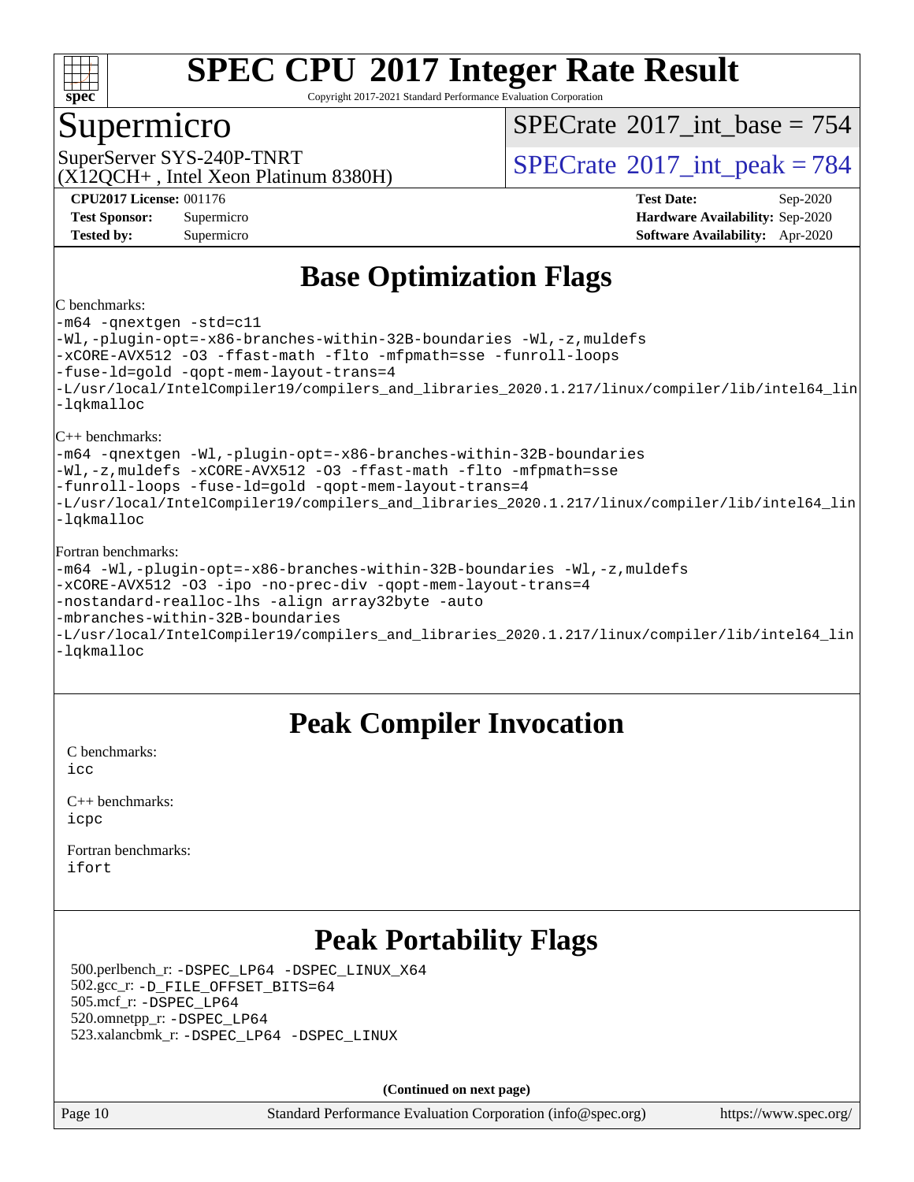# SPEC CPU 2017 Integer Rate Result

Copyright 2017-2021 Standard Performance Evaluation Corporation

## Supermicro

SuperServer SYS-240P-TNRT
(X12QCH+ , Intel Xeon Platinum 8380H)

SPECrate 2017_int_base = 754

SPECrate 2017_int_peak = 784

| | | | |
|---|---|---|---|
| **CPU2017 License:** | 001176 | **Test Date:** | Sep-2020 |
| **Test Sponsor:** | Supermicro | **Hardware Availability:** | Sep-2020 |
| **Tested by:** | Supermicro | **Software Availability:** | Apr-2020 |

## Base Optimization Flags

C benchmarks:

```
-m64 -qnextgen -std=c11
-Wl,-plugin-opt=-x86-branches-within-32B-boundaries -Wl,-z,muldefs
-xCORE-AVX512 -O3 -ffast-math -flto -mfpmath=sse -funroll-loops
-fuse-ld=gold -qopt-mem-layout-trans=4
-L/usr/local/IntelCompiler19/compilers_and_libraries_2020.1.217/linux/compiler/lib/intel64_lin
-lqkmalloc
```

C++ benchmarks:

```
-m64 -qnextgen -Wl,-plugin-opt=-x86-branches-within-32B-boundaries
-Wl,-z,muldefs -xCORE-AVX512 -O3 -ffast-math -flto -mfpmath=sse
-funroll-loops -fuse-ld=gold -qopt-mem-layout-trans=4
-L/usr/local/IntelCompiler19/compilers_and_libraries_2020.1.217/linux/compiler/lib/intel64_lin
-lqkmalloc
```

Fortran benchmarks:

```
-m64 -Wl,-plugin-opt=-x86-branches-within-32B-boundaries -Wl,-z,muldefs
-xCORE-AVX512 -O3 -ipo -no-prec-div -qopt-mem-layout-trans=4
-nostandard-realloc-lhs -align array32byte -auto
-mbranches-within-32B-boundaries
-L/usr/local/IntelCompiler19/compilers_and_libraries_2020.1.217/linux/compiler/lib/intel64_lin
-lqkmalloc
```

## Peak Compiler Invocation

C benchmarks:
`icc`

C++ benchmarks:
`icpc`

Fortran benchmarks:
`ifort`

## Peak Portability Flags

500.perlbench_r: `-DSPEC_LP64 -DSPEC_LINUX_X64`
502.gcc_r: `-D_FILE_OFFSET_BITS=64`
505.mcf_r: `-DSPEC_LP64`
520.omnetpp_r: `-DSPEC_LP64`
523.xalancbmk_r: `-DSPEC_LP64 -DSPEC_LINUX`

**(Continued on next page)**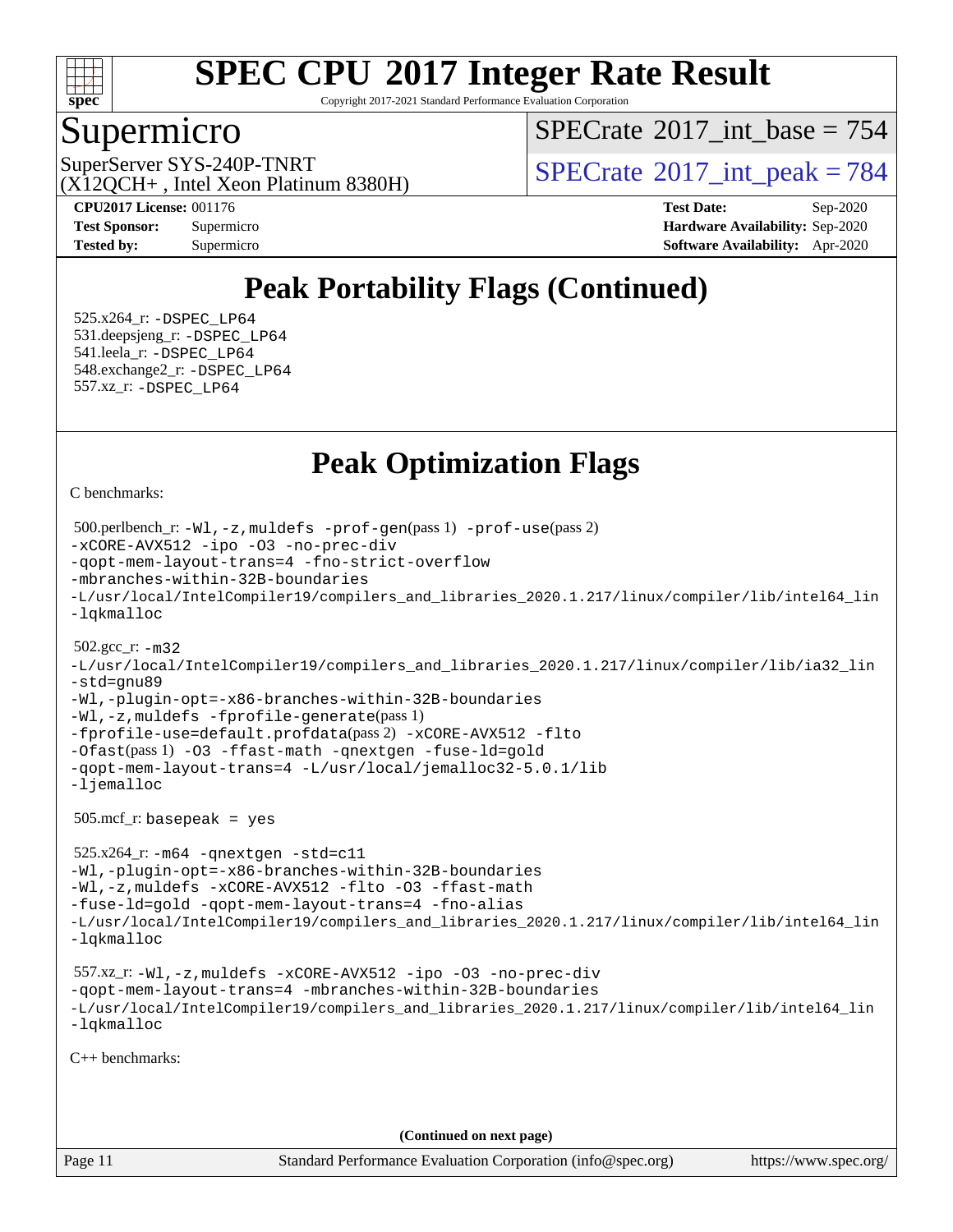# Peak Portability Flags (Continued)

525.x264_r: -DSPEC_LP64
531.deepsjeng_r: -DSPEC_LP64
541.leela_r: -DSPEC_LP64
548.exchange2_r: -DSPEC_LP64
557.xz_r: -DSPEC_LP64

# Peak Optimization Flags

C benchmarks:

500.perlbench_r: -Wl,-z,muldefs -prof-gen(pass 1) -prof-use(pass 2) -xCORE-AVX512 -ipo -O3 -no-prec-div -qopt-mem-layout-trans=4 -fno-strict-overflow -mbranches-within-32B-boundaries -L/usr/local/IntelCompiler19/compilers_and_libraries_2020.1.217/linux/compiler/lib/intel64_lin -lqkmalloc

502.gcc_r: -m32 -L/usr/local/IntelCompiler19/compilers_and_libraries_2020.1.217/linux/compiler/lib/ia32_lin -std=gnu89 -Wl,-plugin-opt=-x86-branches-within-32B-boundaries -Wl,-z,muldefs -fprofile-generate(pass 1) -fprofile-use=default.profdata(pass 2) -xCORE-AVX512 -flto -Ofast(pass 1) -O3 -ffast-math -qnextgen -fuse-ld=gold -qopt-mem-layout-trans=4 -L/usr/local/jemalloc32-5.0.1/lib -ljemalloc

505.mcf_r: basepeak = yes

525.x264_r: -m64 -qnextgen -std=c11 -Wl,-plugin-opt=-x86-branches-within-32B-boundaries -Wl,-z,muldefs -xCORE-AVX512 -flto -O3 -ffast-math -fuse-ld=gold -qopt-mem-layout-trans=4 -fno-alias -L/usr/local/IntelCompiler19/compilers_and_libraries_2020.1.217/linux/compiler/lib/intel64_lin -lqkmalloc

557.xz_r: -Wl,-z,muldefs -xCORE-AVX512 -ipo -O3 -no-prec-div -qopt-mem-layout-trans=4 -mbranches-within-32B-boundaries -L/usr/local/IntelCompiler19/compilers_and_libraries_2020.1.217/linux/compiler/lib/intel64_lin -lqkmalloc

C++ benchmarks:

**(Continued on next page)**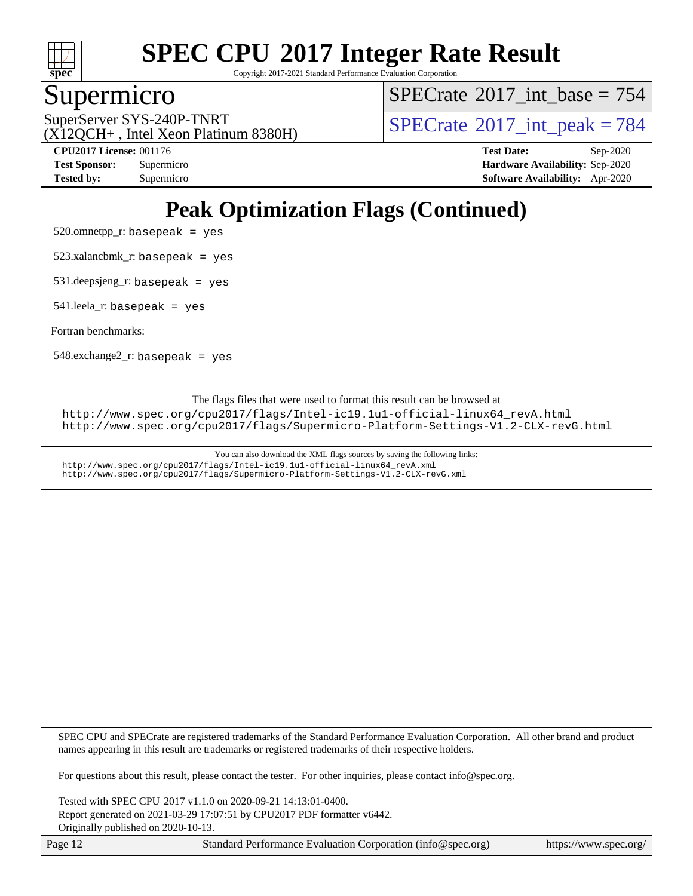# Peak Optimization Flags (Continued)

520.omnetpp_r: basepeak = yes

523.xalancbmk_r: basepeak = yes

531.deepsjeng_r: basepeak = yes

541.leela_r: basepeak = yes

Fortran benchmarks:

548.exchange2_r: basepeak = yes

The flags files that were used to format this result can be browsed at

http://www.spec.org/cpu2017/flags/Intel-ic19.1u1-official-linux64_revA.html
http://www.spec.org/cpu2017/flags/Supermicro-Platform-Settings-V1.2-CLX-revG.html

You can also download the XML flags sources by saving the following links:

http://www.spec.org/cpu2017/flags/Intel-ic19.1u1-official-linux64_revA.xml
http://www.spec.org/cpu2017/flags/Supermicro-Platform-Settings-V1.2-CLX-revG.xml

SPEC CPU and SPECrate are registered trademarks of the Standard Performance Evaluation Corporation. All other brand and product names appearing in this result are trademarks or registered trademarks of their respective holders.

For questions about this result, please contact the tester. For other inquiries, please contact info@spec.org.

Tested with SPEC CPU 2017 v1.1.0 on 2020-09-21 14:13:01-0400.
Report generated on 2021-03-29 17:07:51 by CPU2017 PDF formatter v6442.
Originally published on 2020-10-13.